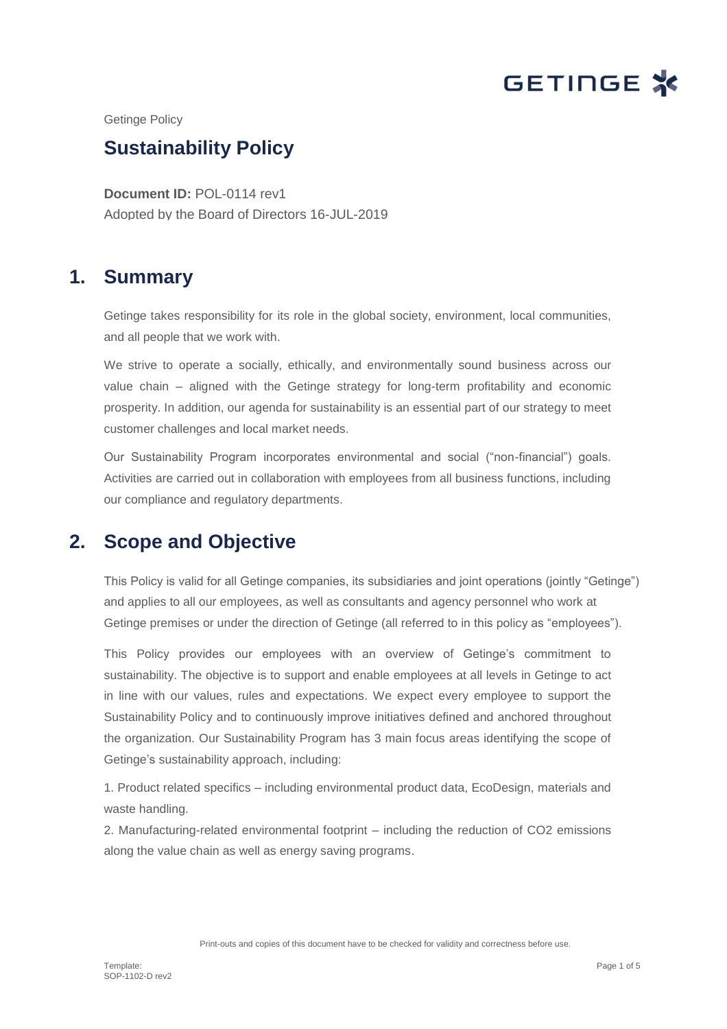Getinge Policy

# Sustainability Policy

**Document ID:** POL-0114 rev1
Adopted by the Board of Directors 16-JUL-2019

## 1. Summary

Getinge takes responsibility for its role in the global society, environment, local communities, and all people that we work with.

We strive to operate a socially, ethically, and environmentally sound business across our value chain – aligned with the Getinge strategy for long-term profitability and economic prosperity. In addition, our agenda for sustainability is an essential part of our strategy to meet customer challenges and local market needs.

Our Sustainability Program incorporates environmental and social ("non-financial") goals. Activities are carried out in collaboration with employees from all business functions, including our compliance and regulatory departments.

## 2. Scope and Objective

This Policy is valid for all Getinge companies, its subsidiaries and joint operations (jointly "Getinge") and applies to all our employees, as well as consultants and agency personnel who work at Getinge premises or under the direction of Getinge (all referred to in this policy as "employees").

This Policy provides our employees with an overview of Getinge's commitment to sustainability. The objective is to support and enable employees at all levels in Getinge to act in line with our values, rules and expectations. We expect every employee to support the Sustainability Policy and to continuously improve initiatives defined and anchored throughout the organization. Our Sustainability Program has 3 main focus areas identifying the scope of Getinge's sustainability approach, including:

1. Product related specifics – including environmental product data, EcoDesign, materials and waste handling.
2. Manufacturing-related environmental footprint – including the reduction of $CO_2$ emissions along the value chain as well as energy saving programs.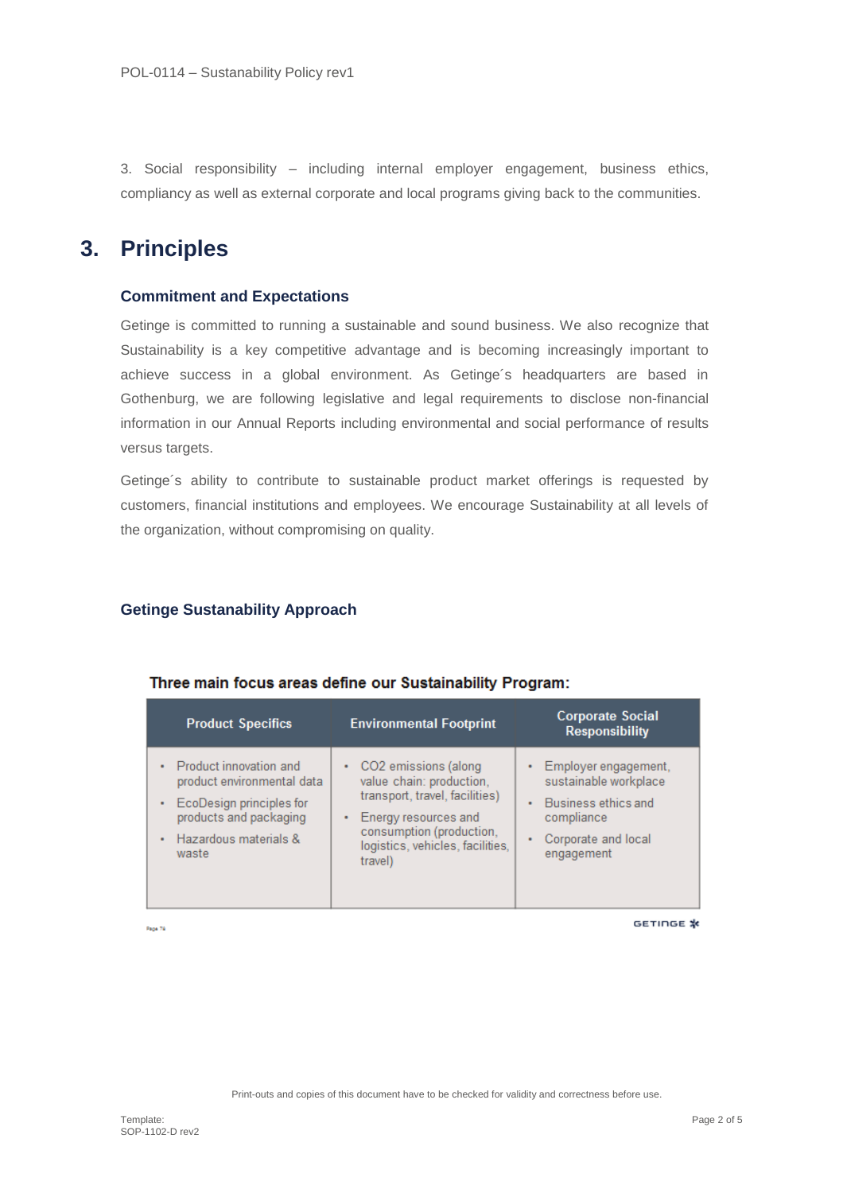3. Social responsibility – including internal employer engagement, business ethics, compliancy as well as external corporate and local programs giving back to the communities.

# 3. Principles

### Commitment and Expectations

Getinge is committed to running a sustainable and sound business. We also recognize that Sustainability is a key competitive advantage and is becoming increasingly important to achieve success in a global environment. As Getinge´s headquarters are based in Gothenburg, we are following legislative and legal requirements to disclose non-financial information in our Annual Reports including environmental and social performance of results versus targets.

Getinge´s ability to contribute to sustainable product market offerings is requested by customers, financial institutions and employees. We encourage Sustainability at all levels of the organization, without compromising on quality.

### Getinge Sustanability Approach

**Three main focus areas define our Sustainability Program:**

| Product Specifics | Environmental Footprint | Corporate Social Responsibility |
|---|---|---|
| • Product innovation and product environmental data<br>• EcoDesign principles for products and packaging<br>• Hazardous materials & waste | • CO2 emissions (along value chain: production, transport, travel, facilities)<br>• Energy resources and consumption (production, logistics, vehicles, facilities, travel) | • Employer engagement, sustainable workplace<br>• Business ethics and compliance<br>• Corporate and local engagement |

Print-outs and copies of this document have to be checked for validity and correctness before use.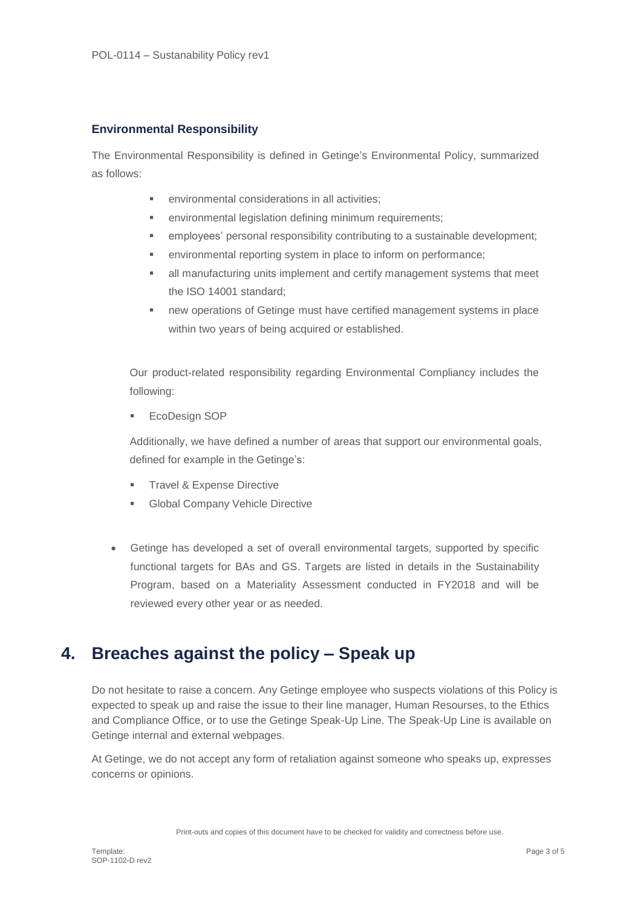### Environmental Responsibility

The Environmental Responsibility is defined in Getinge's Environmental Policy, summarized as follows:

- environmental considerations in all activities;
- environmental legislation defining minimum requirements;
- employees' personal responsibility contributing to a sustainable development;
- environmental reporting system in place to inform on performance;
- all manufacturing units implement and certify management systems that meet the ISO 14001 standard;
- new operations of Getinge must have certified management systems in place within two years of being acquired or established.

Our product-related responsibility regarding Environmental Compliancy includes the following:

- EcoDesign SOP

Additionally, we have defined a number of areas that support our environmental goals, defined for example in the Getinge's:

- Travel & Expense Directive
- Global Company Vehicle Directive

- Getinge has developed a set of overall environmental targets, supported by specific functional targets for BAs and GS. Targets are listed in details in the Sustainability Program, based on a Materiality Assessment conducted in FY2018 and will be reviewed every other year or as needed.

## 4. Breaches against the policy – Speak up

Do not hesitate to raise a concern. Any Getinge employee who suspects violations of this Policy is expected to speak up and raise the issue to their line manager, Human Resourses, to the Ethics and Compliance Office, or to use the Getinge Speak-Up Line. The Speak-Up Line is available on Getinge internal and external webpages.

At Getinge, we do not accept any form of retaliation against someone who speaks up, expresses concerns or opinions.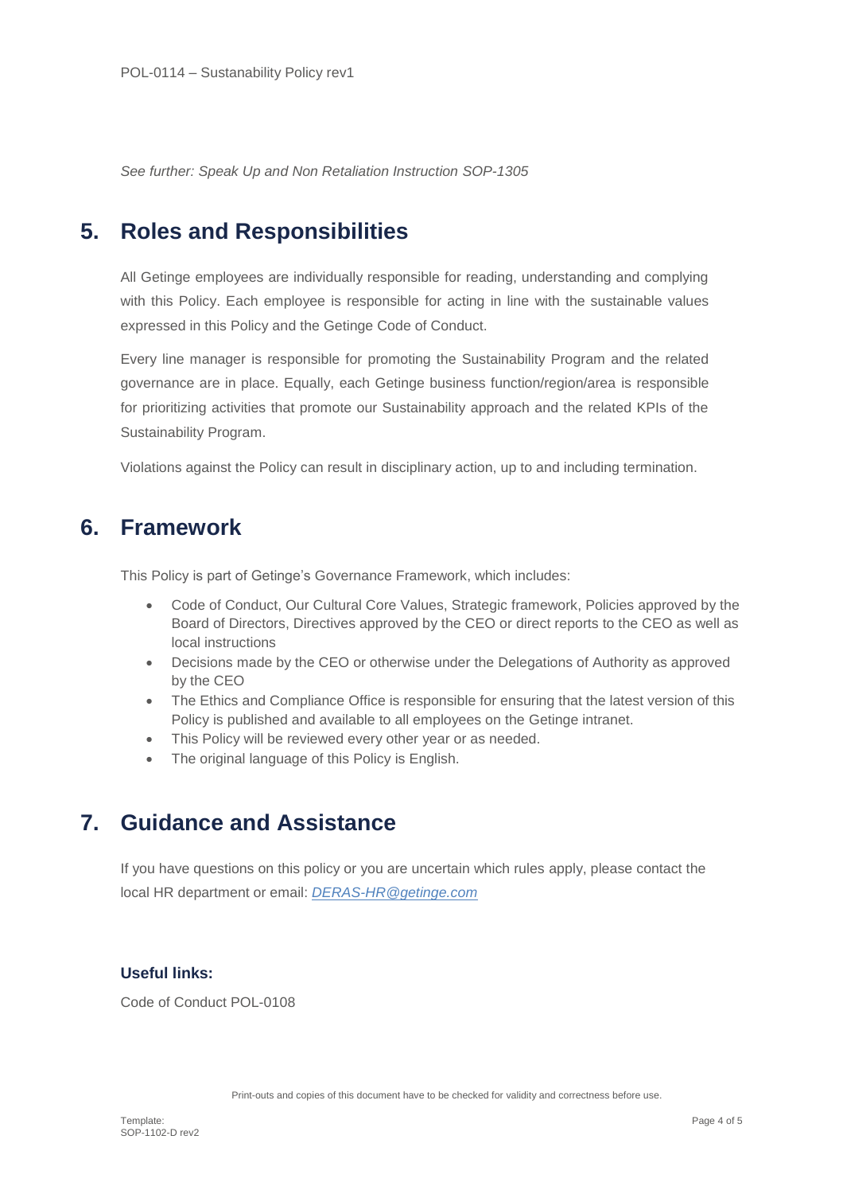*See further: Speak Up and Non Retaliation Instruction SOP-1305*

## 5. Roles and Responsibilities

All Getinge employees are individually responsible for reading, understanding and complying with this Policy. Each employee is responsible for acting in line with the sustainable values expressed in this Policy and the Getinge Code of Conduct.

Every line manager is responsible for promoting the Sustainability Program and the related governance are in place. Equally, each Getinge business function/region/area is responsible for prioritizing activities that promote our Sustainability approach and the related KPIs of the Sustainability Program.

Violations against the Policy can result in disciplinary action, up to and including termination.

## 6. Framework

This Policy is part of Getinge's Governance Framework, which includes:

- Code of Conduct, Our Cultural Core Values, Strategic framework, Policies approved by the Board of Directors, Directives approved by the CEO or direct reports to the CEO as well as local instructions
- Decisions made by the CEO or otherwise under the Delegations of Authority as approved by the CEO
- The Ethics and Compliance Office is responsible for ensuring that the latest version of this Policy is published and available to all employees on the Getinge intranet.
- This Policy will be reviewed every other year or as needed.
- The original language of this Policy is English.

## 7. Guidance and Assistance

If you have questions on this policy or you are uncertain which rules apply, please contact the local HR department or email: *DERAS-HR@getinge.com*

**Useful links:**

Code of Conduct POL-0108

Print-outs and copies of this document have to be checked for validity and correctness before use.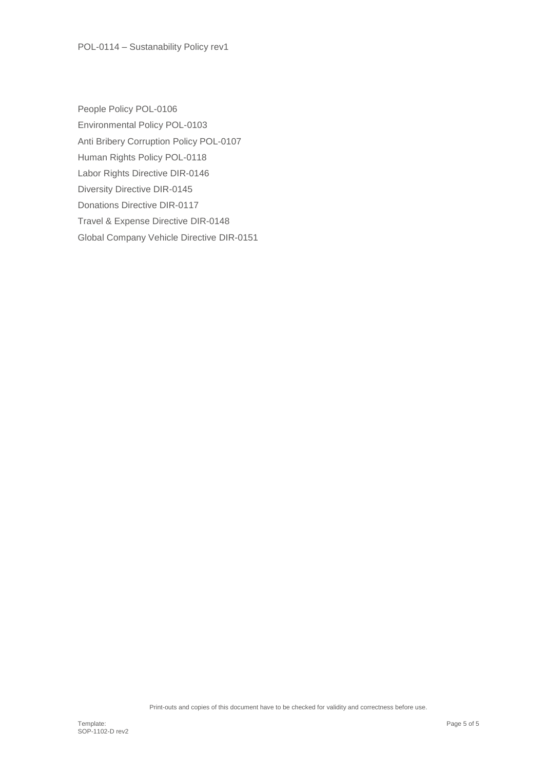People Policy POL-0106

Environmental Policy POL-0103

Anti Bribery Corruption Policy POL-0107

Human Rights Policy POL-0118

Labor Rights Directive DIR-0146

Diversity Directive DIR-0145

Donations Directive DIR-0117

Travel & Expense Directive DIR-0148

Global Company Vehicle Directive DIR-0151